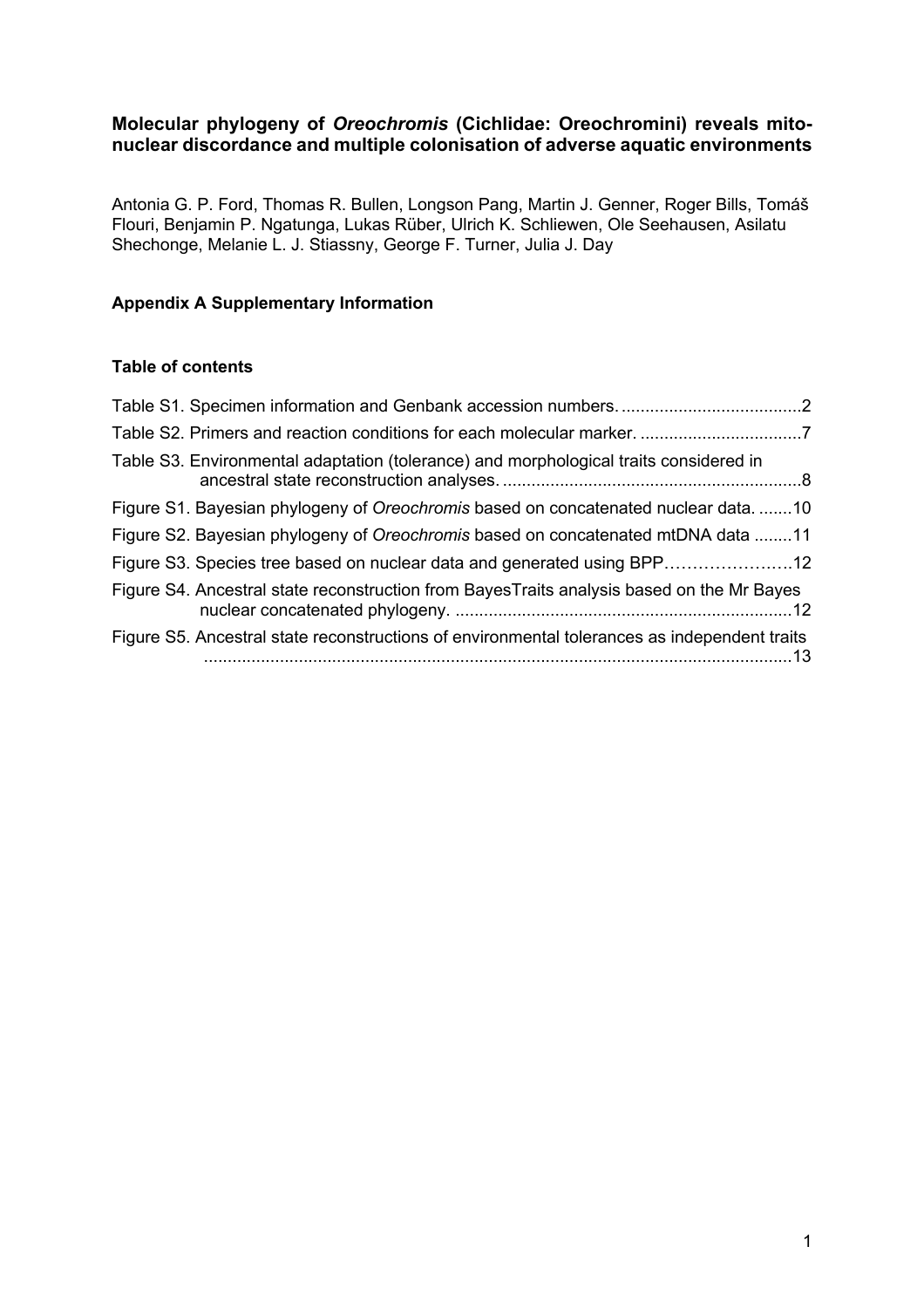# Molecular phylogeny of *Oreochromis* (Cichlidae: Oreochromini) reveals mito-nuclear discordance and multiple colonisation of adverse aquatic environments

Antonia G. P. Ford, Thomas R. Bullen, Longson Pang, Martin J. Genner, Roger Bills, Tomáš Flouri, Benjamin P. Ngatunga, Lukas Rüber, Ulrich K. Schliewen, Ole Seehausen, Asilatu Shechonge, Melanie L. J. Stiassny, George F. Turner, Julia J. Day

## Appendix A Supplementary Information

### Table of contents

Table S1. Specimen information and Genbank accession numbers. ......................................2

Table S2. Primers and reaction conditions for each molecular marker. ..................................7

Table S3. Environmental adaptation (tolerance) and morphological traits considered in ancestral state reconstruction analyses. ..............................................................8

Figure S1. Bayesian phylogeny of *Oreochromis* based on concatenated nuclear data. .......10

Figure S2. Bayesian phylogeny of *Oreochromis* based on concatenated mtDNA data ........11

Figure S3. Species tree based on nuclear data and generated using BPP…………………..12

Figure S4. Ancestral state reconstruction from BayesTraits analysis based on the Mr Bayes nuclear concatenated phylogeny. ......................................................................12

Figure S5. Ancestral state reconstructions of environmental tolerances as independent traits ..........................................................................................................................13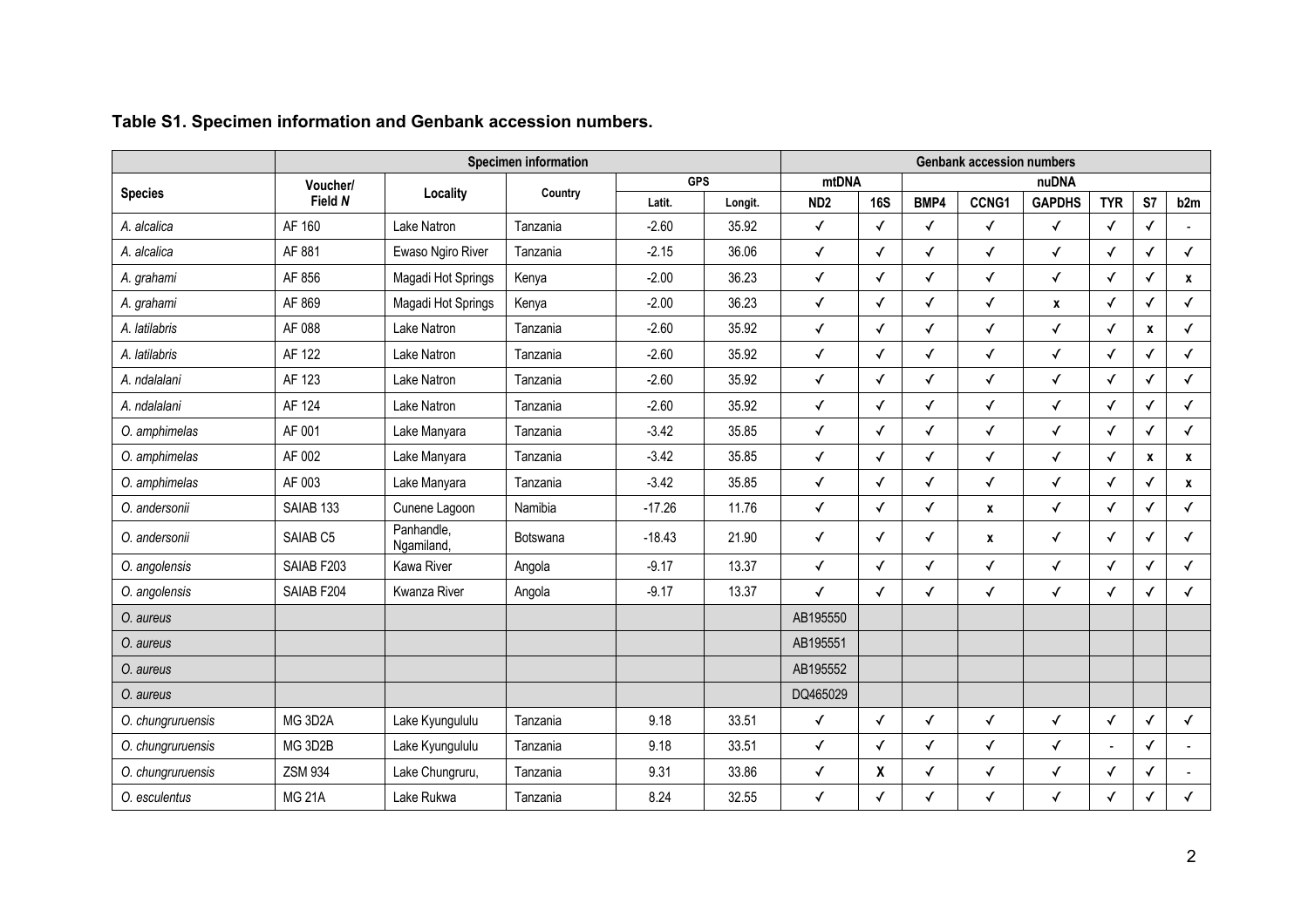**Table S1. Specimen information and Genbank accession numbers.**

| Species | Specimen information | | | | | Genbank accession numbers | | | | | | | |
|---|---|---|---|---|---|---|---|---|---|---|---|---|---|
| | Voucher/ Field *N* | Locality | Country | GPS | | mtDNA | | nuDNA | | | | | |
| | | | | Latit. | Longit. | ND2 | 16S | BMP4 | CCNG1 | GAPDHS | TYR | S7 | b2m |
| *A. alcalica* | AF 160 | Lake Natron | Tanzania | -2.60 | 35.92 | ✓ | ✓ | ✓ | ✓ | ✓ | ✓ | ✓ | - |
| *A. alcalica* | AF 881 | Ewaso Ngiro River | Tanzania | -2.15 | 36.06 | ✓ | ✓ | ✓ | ✓ | ✓ | ✓ | ✓ | ✓ |
| *A. grahami* | AF 856 | Magadi Hot Springs | Kenya | -2.00 | 36.23 | ✓ | ✓ | ✓ | ✓ | ✓ | ✓ | ✓ | x |
| *A. grahami* | AF 869 | Magadi Hot Springs | Kenya | -2.00 | 36.23 | ✓ | ✓ | ✓ | ✓ | x | ✓ | ✓ | ✓ |
| *A. latilabris* | AF 088 | Lake Natron | Tanzania | -2.60 | 35.92 | ✓ | ✓ | ✓ | ✓ | ✓ | ✓ | x | ✓ |
| *A. latilabris* | AF 122 | Lake Natron | Tanzania | -2.60 | 35.92 | ✓ | ✓ | ✓ | ✓ | ✓ | ✓ | ✓ | ✓ |
| *A. ndalalani* | AF 123 | Lake Natron | Tanzania | -2.60 | 35.92 | ✓ | ✓ | ✓ | ✓ | ✓ | ✓ | ✓ | ✓ |
| *A. ndalalani* | AF 124 | Lake Natron | Tanzania | -2.60 | 35.92 | ✓ | ✓ | ✓ | ✓ | ✓ | ✓ | ✓ | ✓ |
| *O. amphimelas* | AF 001 | Lake Manyara | Tanzania | -3.42 | 35.85 | ✓ | ✓ | ✓ | ✓ | ✓ | ✓ | ✓ | ✓ |
| *O. amphimelas* | AF 002 | Lake Manyara | Tanzania | -3.42 | 35.85 | ✓ | ✓ | ✓ | ✓ | ✓ | ✓ | x | x |
| *O. amphimelas* | AF 003 | Lake Manyara | Tanzania | -3.42 | 35.85 | ✓ | ✓ | ✓ | ✓ | ✓ | ✓ | ✓ | x |
| *O. andersonii* | SAIAB 133 | Cunene Lagoon | Namibia | -17.26 | 11.76 | ✓ | ✓ | ✓ | x | ✓ | ✓ | ✓ | ✓ |
| *O. andersonii* | SAIAB C5 | Panhandle, Ngamiland, | Botswana | -18.43 | 21.90 | ✓ | ✓ | ✓ | x | ✓ | ✓ | ✓ | ✓ |
| *O. angolensis* | SAIAB F203 | Kawa River | Angola | -9.17 | 13.37 | ✓ | ✓ | ✓ | ✓ | ✓ | ✓ | ✓ | ✓ |
| *O. angolensis* | SAIAB F204 | Kwanza River | Angola | -9.17 | 13.37 | ✓ | ✓ | ✓ | ✓ | ✓ | ✓ | ✓ | ✓ |
| *O. aureus* | | | | | | AB195550 | | | | | | | |
| *O. aureus* | | | | | | AB195551 | | | | | | | |
| *O. aureus* | | | | | | AB195552 | | | | | | | |
| *O. aureus* | | | | | | DQ465029 | | | | | | | |
| *O. chungruruensis* | MG 3D2A | Lake Kyungululu | Tanzania | 9.18 | 33.51 | ✓ | ✓ | ✓ | ✓ | ✓ | ✓ | ✓ | ✓ |
| *O. chungruruensis* | MG 3D2B | Lake Kyungululu | Tanzania | 9.18 | 33.51 | ✓ | ✓ | ✓ | ✓ | ✓ | - | ✓ | - |
| *O. chungruruensis* | ZSM 934 | Lake Chungruru, | Tanzania | 9.31 | 33.86 | ✓ | X | ✓ | ✓ | ✓ | ✓ | ✓ | - |
| *O. esculentus* | MG 21A | Lake Rukwa | Tanzania | 8.24 | 32.55 | ✓ | ✓ | ✓ | ✓ | ✓ | ✓ | ✓ | ✓ |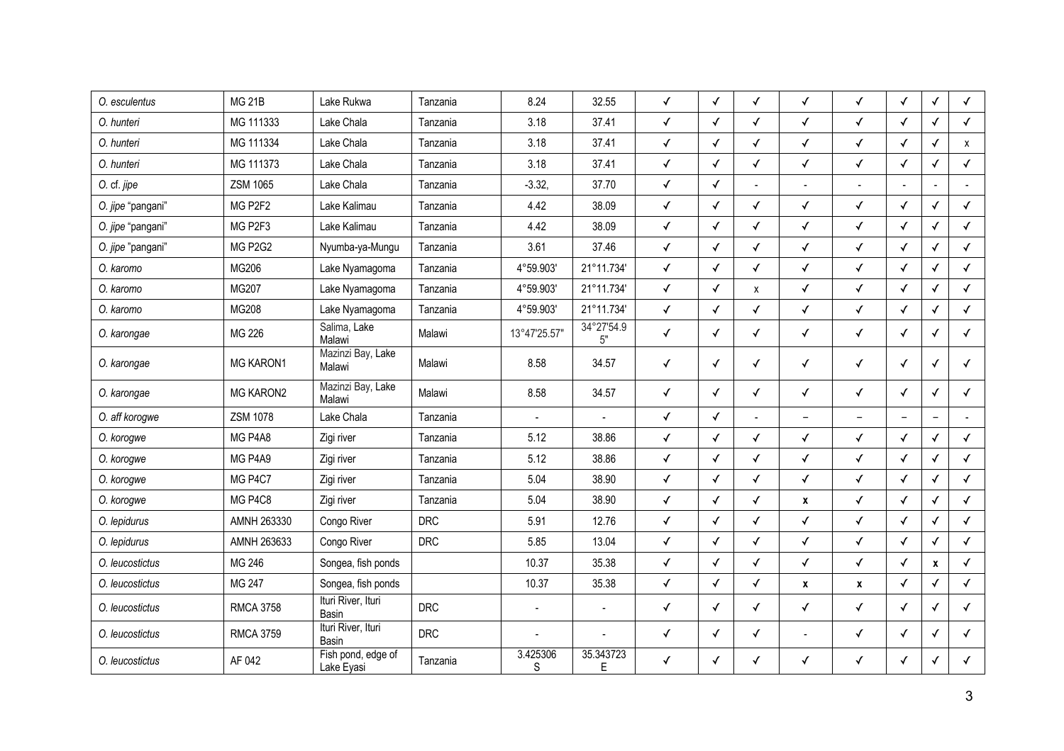| | | | | | | | | | | | | | |
|---|---|---|---|---|---|---|---|---|---|---|---|---|---|
| *O. esculentus* | MG 21B | Lake Rukwa | Tanzania | 8.24 | 32.55 | ✓ | ✓ | ✓ | ✓ | ✓ | ✓ | ✓ | ✓ |
| *O. hunteri* | MG 111333 | Lake Chala | Tanzania | 3.18 | 37.41 | ✓ | ✓ | ✓ | ✓ | ✓ | ✓ | ✓ | ✓ |
| *O. hunteri* | MG 111334 | Lake Chala | Tanzania | 3.18 | 37.41 | ✓ | ✓ | ✓ | ✓ | ✓ | ✓ | ✓ | x |
| *O. hunteri* | MG 111373 | Lake Chala | Tanzania | 3.18 | 37.41 | ✓ | ✓ | ✓ | ✓ | ✓ | ✓ | ✓ | ✓ |
| *O.* cf. *jipe* | ZSM 1065 | Lake Chala | Tanzania | -3.32, | 37.70 | ✓ | ✓ | - | - | - | - | - | - |
| *O. jipe* "pangani" | MG P2F2 | Lake Kalimau | Tanzania | 4.42 | 38.09 | ✓ | ✓ | ✓ | ✓ | ✓ | ✓ | ✓ | ✓ |
| *O. jipe* "pangani" | MG P2F3 | Lake Kalimau | Tanzania | 4.42 | 38.09 | ✓ | ✓ | ✓ | ✓ | ✓ | ✓ | ✓ | ✓ |
| *O. jipe* "pangani" | MG P2G2 | Nyumba-ya-Mungu | Tanzania | 3.61 | 37.46 | ✓ | ✓ | ✓ | ✓ | ✓ | ✓ | ✓ | ✓ |
| *O. karomo* | MG206 | Lake Nyamagoma | Tanzania | 4°59.903' | 21°11.734' | ✓ | ✓ | ✓ | ✓ | ✓ | ✓ | ✓ | ✓ |
| *O. karomo* | MG207 | Lake Nyamagoma | Tanzania | 4°59.903' | 21°11.734' | ✓ | ✓ | x | ✓ | ✓ | ✓ | ✓ | ✓ |
| *O. karomo* | MG208 | Lake Nyamagoma | Tanzania | 4°59.903' | 21°11.734' | ✓ | ✓ | ✓ | ✓ | ✓ | ✓ | ✓ | ✓ |
| *O. karongae* | MG 226 | Salima, Lake Malawi | Malawi | 13°47'25.57" | 34°27'54.95" | ✓ | ✓ | ✓ | ✓ | ✓ | ✓ | ✓ | ✓ |
| *O. karongae* | MG KARON1 | Mazinzi Bay, Lake Malawi | Malawi | 8.58 | 34.57 | ✓ | ✓ | ✓ | ✓ | ✓ | ✓ | ✓ | ✓ |
| *O. karongae* | MG KARON2 | Mazinzi Bay, Lake Malawi | Malawi | 8.58 | 34.57 | ✓ | ✓ | ✓ | ✓ | ✓ | ✓ | ✓ | ✓ |
| *O. aff korogwe* | ZSM 1078 | Lake Chala | Tanzania | - | - | ✓ | ✓ | - | – | – | – | – | - |
| *O. korogwe* | MG P4A8 | Zigi river | Tanzania | 5.12 | 38.86 | ✓ | ✓ | ✓ | ✓ | ✓ | ✓ | ✓ | ✓ |
| *O. korogwe* | MG P4A9 | Zigi river | Tanzania | 5.12 | 38.86 | ✓ | ✓ | ✓ | ✓ | ✓ | ✓ | ✓ | ✓ |
| *O. korogwe* | MG P4C7 | Zigi river | Tanzania | 5.04 | 38.90 | ✓ | ✓ | ✓ | ✓ | ✓ | ✓ | ✓ | ✓ |
| *O. korogwe* | MG P4C8 | Zigi river | Tanzania | 5.04 | 38.90 | ✓ | ✓ | ✓ | x | ✓ | ✓ | ✓ | ✓ |
| *O. lepidurus* | AMNH 263330 | Congo River | DRC | 5.91 | 12.76 | ✓ | ✓ | ✓ | ✓ | ✓ | ✓ | ✓ | ✓ |
| *O. lepidurus* | AMNH 263633 | Congo River | DRC | 5.85 | 13.04 | ✓ | ✓ | ✓ | ✓ | ✓ | ✓ | ✓ | ✓ |
| *O. leucostictus* | MG 246 | Songea, fish ponds | | 10.37 | 35.38 | ✓ | ✓ | ✓ | ✓ | ✓ | ✓ | x | ✓ |
| *O. leucostictus* | MG 247 | Songea, fish ponds | | 10.37 | 35.38 | ✓ | ✓ | ✓ | x | x | ✓ | ✓ | ✓ |
| *O. leucostictus* | RMCA 3758 | Ituri River, Ituri Basin | DRC | - | - | ✓ | ✓ | ✓ | ✓ | ✓ | ✓ | ✓ | ✓ |
| *O. leucostictus* | RMCA 3759 | Ituri River, Ituri Basin | DRC | - | - | ✓ | ✓ | ✓ | - | ✓ | ✓ | ✓ | ✓ |
| *O. leucostictus* | AF 042 | Fish pond, edge of Lake Eyasi | Tanzania | 3.425306 S | 35.343723 E | ✓ | ✓ | ✓ | ✓ | ✓ | ✓ | ✓ | ✓ |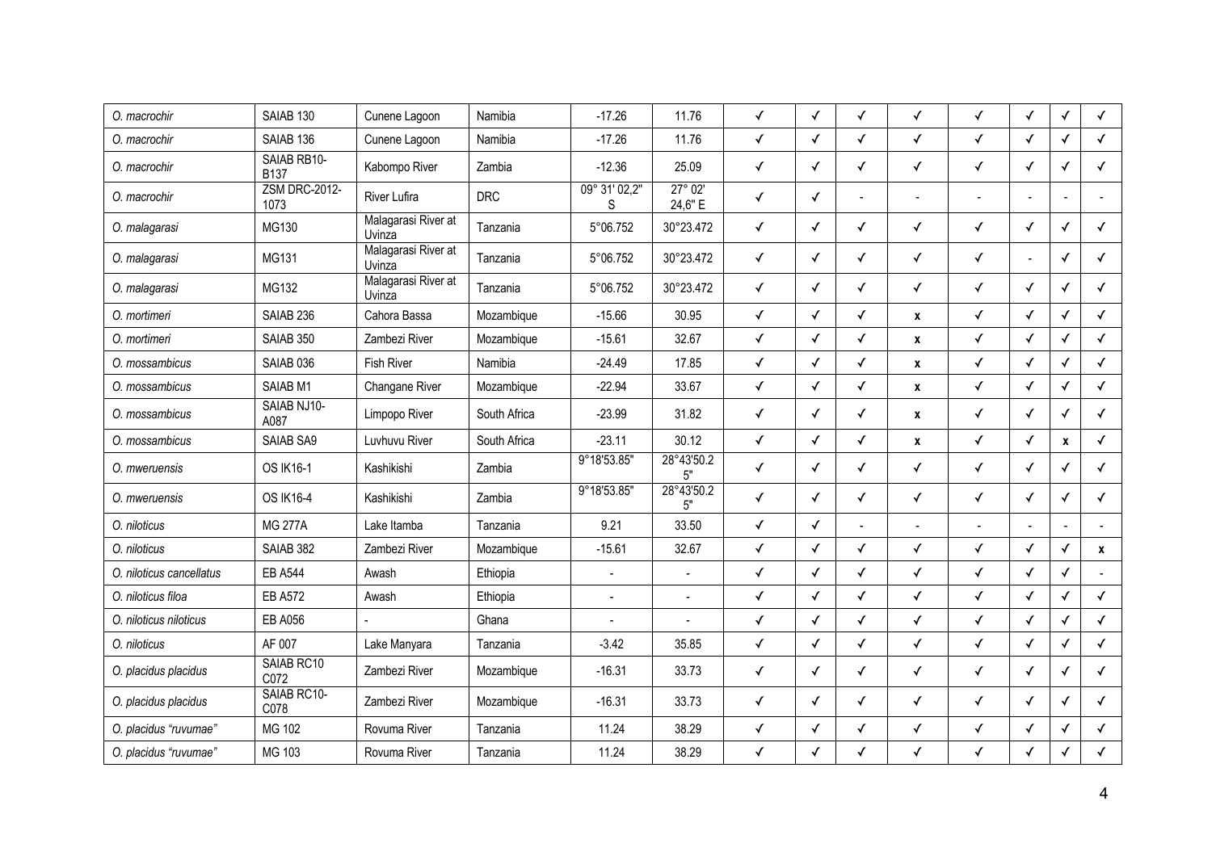| *O. macrochir* | SAIAB 130 | Cunene Lagoon | Namibia | -17.26 | 11.76 | ✓ | ✓ | ✓ | ✓ | ✓ | ✓ | ✓ | ✓ |
|---|---|---|---|---|---|---|---|---|---|---|---|---|---|
| *O. macrochir* | SAIAB 136 | Cunene Lagoon | Namibia | -17.26 | 11.76 | ✓ | ✓ | ✓ | ✓ | ✓ | ✓ | ✓ | ✓ |
| *O. macrochir* | SAIAB RB10-B137 | Kabompo River | Zambia | -12.36 | 25.09 | ✓ | ✓ | ✓ | ✓ | ✓ | ✓ | ✓ | ✓ |
| *O. macrochir* | ZSM DRC-2012-1073 | River Lufira | DRC | 09° 31' 02,2" S | 27° 02' 24,6" E | ✓ | ✓ | - | - | - | - | - | - |
| *O. malagarasi* | MG130 | Malagarasi River at Uvinza | Tanzania | 5°06.752 | 30°23.472 | ✓ | ✓ | ✓ | ✓ | ✓ | ✓ | ✓ | ✓ |
| *O. malagarasi* | MG131 | Malagarasi River at Uvinza | Tanzania | 5°06.752 | 30°23.472 | ✓ | ✓ | ✓ | ✓ | ✓ | - | ✓ | ✓ |
| *O. malagarasi* | MG132 | Malagarasi River at Uvinza | Tanzania | 5°06.752 | 30°23.472 | ✓ | ✓ | ✓ | ✓ | ✓ | ✓ | ✓ | ✓ |
| *O. mortimeri* | SAIAB 236 | Cahora Bassa | Mozambique | -15.66 | 30.95 | ✓ | ✓ | ✓ | x | ✓ | ✓ | ✓ | ✓ |
| *O. mortimeri* | SAIAB 350 | Zambezi River | Mozambique | -15.61 | 32.67 | ✓ | ✓ | ✓ | x | ✓ | ✓ | ✓ | ✓ |
| *O. mossambicus* | SAIAB 036 | Fish River | Namibia | -24.49 | 17.85 | ✓ | ✓ | ✓ | x | ✓ | ✓ | ✓ | ✓ |
| *O. mossambicus* | SAIAB M1 | Changane River | Mozambique | -22.94 | 33.67 | ✓ | ✓ | ✓ | x | ✓ | ✓ | ✓ | ✓ |
| *O. mossambicus* | SAIAB NJ10-A087 | Limpopo River | South Africa | -23.99 | 31.82 | ✓ | ✓ | ✓ | x | ✓ | ✓ | ✓ | ✓ |
| *O. mossambicus* | SAIAB SA9 | Luvhuvu River | South Africa | -23.11 | 30.12 | ✓ | ✓ | ✓ | x | ✓ | ✓ | x | ✓ |
| *O. mweruensis* | OS IK16-1 | Kashikishi | Zambia | 9°18'53.85" | 28°43'50.25" | ✓ | ✓ | ✓ | ✓ | ✓ | ✓ | ✓ | ✓ |
| *O. mweruensis* | OS IK16-4 | Kashikishi | Zambia | 9°18'53.85" | 28°43'50.25" | ✓ | ✓ | ✓ | ✓ | ✓ | ✓ | ✓ | ✓ |
| *O. niloticus* | MG 277A | Lake Itamba | Tanzania | 9.21 | 33.50 | ✓ | ✓ | - | - | - | - | - | - |
| *O. niloticus* | SAIAB 382 | Zambezi River | Mozambique | -15.61 | 32.67 | ✓ | ✓ | ✓ | ✓ | ✓ | ✓ | ✓ | x |
| *O. niloticus cancellatus* | EB A544 | Awash | Ethiopia | - | - | ✓ | ✓ | ✓ | ✓ | ✓ | ✓ | ✓ | - |
| *O. niloticus filoa* | EB A572 | Awash | Ethiopia | - | - | ✓ | ✓ | ✓ | ✓ | ✓ | ✓ | ✓ | ✓ |
| *O. niloticus niloticus* | EB A056 | - | Ghana | - | - | ✓ | ✓ | ✓ | ✓ | ✓ | ✓ | ✓ | ✓ |
| *O. niloticus* | AF 007 | Lake Manyara | Tanzania | -3.42 | 35.85 | ✓ | ✓ | ✓ | ✓ | ✓ | ✓ | ✓ | ✓ |
| *O. placidus placidus* | SAIAB RC10 C072 | Zambezi River | Mozambique | -16.31 | 33.73 | ✓ | ✓ | ✓ | ✓ | ✓ | ✓ | ✓ | ✓ |
| *O. placidus placidus* | SAIAB RC10-C078 | Zambezi River | Mozambique | -16.31 | 33.73 | ✓ | ✓ | ✓ | ✓ | ✓ | ✓ | ✓ | ✓ |
| *O. placidus "ruvumae"* | MG 102 | Rovuma River | Tanzania | 11.24 | 38.29 | ✓ | ✓ | ✓ | ✓ | ✓ | ✓ | ✓ | ✓ |
| *O. placidus "ruvumae"* | MG 103 | Rovuma River | Tanzania | 11.24 | 38.29 | ✓ | ✓ | ✓ | ✓ | ✓ | ✓ | ✓ | ✓ |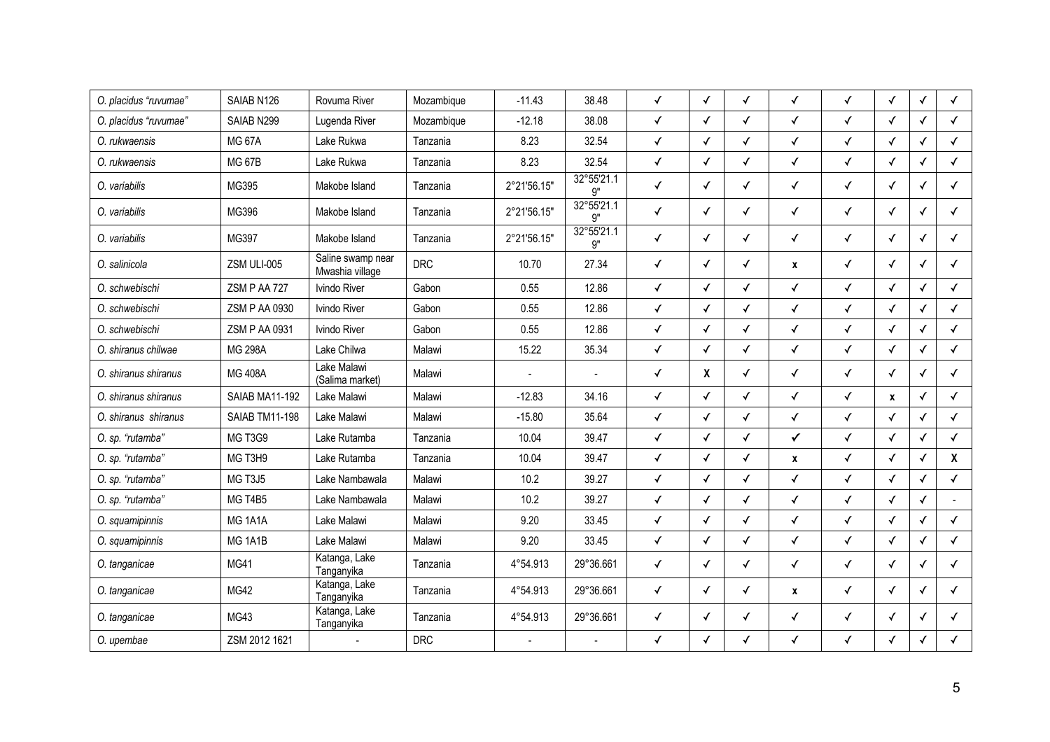| | | | | | | | | | | | | | |
|---|---|---|---|---|---|---|---|---|---|---|---|---|---|
| *O. placidus "ruvumae"* | SAIAB N126 | Rovuma River | Mozambique | -11.43 | 38.48 | ✓ | ✓ | ✓ | ✓ | ✓ | ✓ | ✓ | ✓ |
| *O. placidus "ruvumae"* | SAIAB N299 | Lugenda River | Mozambique | -12.18 | 38.08 | ✓ | ✓ | ✓ | ✓ | ✓ | ✓ | ✓ | ✓ |
| *O. rukwaensis* | MG 67A | Lake Rukwa | Tanzania | 8.23 | 32.54 | ✓ | ✓ | ✓ | ✓ | ✓ | ✓ | ✓ | ✓ |
| *O. rukwaensis* | MG 67B | Lake Rukwa | Tanzania | 8.23 | 32.54 | ✓ | ✓ | ✓ | ✓ | ✓ | ✓ | ✓ | ✓ |
| *O. variabilis* | MG395 | Makobe Island | Tanzania | 2°21'56.15" | 32°55'21.19" | ✓ | ✓ | ✓ | ✓ | ✓ | ✓ | ✓ | ✓ |
| *O. variabilis* | MG396 | Makobe Island | Tanzania | 2°21'56.15" | 32°55'21.19" | ✓ | ✓ | ✓ | ✓ | ✓ | ✓ | ✓ | ✓ |
| *O. variabilis* | MG397 | Makobe Island | Tanzania | 2°21'56.15" | 32°55'21.19" | ✓ | ✓ | ✓ | ✓ | ✓ | ✓ | ✓ | ✓ |
| *O. salinicola* | ZSM ULI-005 | Saline swamp near Mwashia village | DRC | 10.70 | 27.34 | ✓ | ✓ | ✓ | x | ✓ | ✓ | ✓ | ✓ |
| *O. schwebischi* | ZSM P AA 727 | Ivindo River | Gabon | 0.55 | 12.86 | ✓ | ✓ | ✓ | ✓ | ✓ | ✓ | ✓ | ✓ |
| *O. schwebischi* | ZSM P AA 0930 | Ivindo River | Gabon | 0.55 | 12.86 | ✓ | ✓ | ✓ | ✓ | ✓ | ✓ | ✓ | ✓ |
| *O. schwebischi* | ZSM P AA 0931 | Ivindo River | Gabon | 0.55 | 12.86 | ✓ | ✓ | ✓ | ✓ | ✓ | ✓ | ✓ | ✓ |
| *O. shiranus chilwae* | MG 298A | Lake Chilwa | Malawi | 15.22 | 35.34 | ✓ | ✓ | ✓ | ✓ | ✓ | ✓ | ✓ | ✓ |
| *O. shiranus shiranus* | MG 408A | Lake Malawi (Salima market) | Malawi | - | - | ✓ | X | ✓ | ✓ | ✓ | ✓ | ✓ | ✓ |
| *O. shiranus shiranus* | SAIAB MA11-192 | Lake Malawi | Malawi | -12.83 | 34.16 | ✓ | ✓ | ✓ | ✓ | ✓ | x | ✓ | ✓ |
| *O. shiranus shiranus* | SAIAB TM11-198 | Lake Malawi | Malawi | -15.80 | 35.64 | ✓ | ✓ | ✓ | ✓ | ✓ | ✓ | ✓ | ✓ |
| *O. sp. "rutamba"* | MG T3G9 | Lake Rutamba | Tanzania | 10.04 | 39.47 | ✓ | ✓ | ✓ | ✓ | ✓ | ✓ | ✓ | ✓ |
| *O. sp. "rutamba"* | MG T3H9 | Lake Rutamba | Tanzania | 10.04 | 39.47 | ✓ | ✓ | ✓ | x | ✓ | ✓ | ✓ | X |
| *O. sp. "rutamba"* | MG T3J5 | Lake Nambawala | Malawi | 10.2 | 39.27 | ✓ | ✓ | ✓ | ✓ | ✓ | ✓ | ✓ | ✓ |
| *O. sp. "rutamba"* | MG T4B5 | Lake Nambawala | Malawi | 10.2 | 39.27 | ✓ | ✓ | ✓ | ✓ | ✓ | ✓ | ✓ | - |
| *O. squamipinnis* | MG 1A1A | Lake Malawi | Malawi | 9.20 | 33.45 | ✓ | ✓ | ✓ | ✓ | ✓ | ✓ | ✓ | ✓ |
| *O. squamipinnis* | MG 1A1B | Lake Malawi | Malawi | 9.20 | 33.45 | ✓ | ✓ | ✓ | ✓ | ✓ | ✓ | ✓ | ✓ |
| *O. tanganicae* | MG41 | Katanga, Lake Tanganyika | Tanzania | 4°54.913 | 29°36.661 | ✓ | ✓ | ✓ | ✓ | ✓ | ✓ | ✓ | ✓ |
| *O. tanganicae* | MG42 | Katanga, Lake Tanganyika | Tanzania | 4°54.913 | 29°36.661 | ✓ | ✓ | ✓ | x | ✓ | ✓ | ✓ | ✓ |
| *O. tanganicae* | MG43 | Katanga, Lake Tanganyika | Tanzania | 4°54.913 | 29°36.661 | ✓ | ✓ | ✓ | ✓ | ✓ | ✓ | ✓ | ✓ |
| *O. upembae* | ZSM 2012 1621 | - | DRC | - | - | ✓ | ✓ | ✓ | ✓ | ✓ | ✓ | ✓ | ✓ |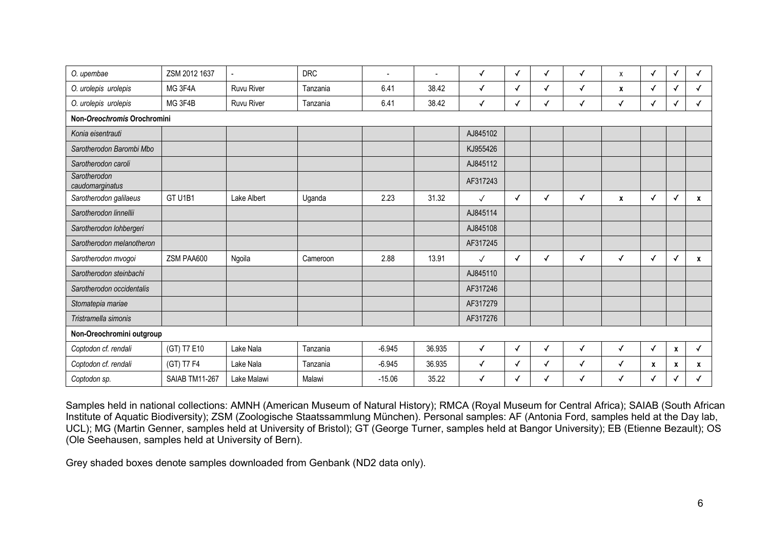| | | | | | | | | | | | | | |
|---|---|---|---|---|---|---|---|---|---|---|---|---|---|
| *O. upembae* | ZSM 2012 1637 | - | DRC | - | - | ✓ | ✓ | ✓ | ✓ | x | ✓ | ✓ | ✓ |
| *O. urolepis urolepis* | MG 3F4A | Ruvu River | Tanzania | 6.41 | 38.42 | ✓ | ✓ | ✓ | ✓ | x | ✓ | ✓ | ✓ |
| *O. urolepis urolepis* | MG 3F4B | Ruvu River | Tanzania | 6.41 | 38.42 | ✓ | ✓ | ✓ | ✓ | ✓ | ✓ | ✓ | ✓ |
| **Non-*Oreochromis* Orochromini** | | | | | | | | | | | | | |
| *Konia eisentrauti* | | | | | | AJ845102 | | | | | | | |
| *Sarotherodon Barombi Mbo* | | | | | | KJ955426 | | | | | | | |
| *Sarotherodon caroli* | | | | | | AJ845112 | | | | | | | |
| *Sarotherodon caudomarginatus* | | | | | | AF317243 | | | | | | | |
| *Sarotherodon galilaeus* | GT U1B1 | Lake Albert | Uganda | 2.23 | 31.32 | ✓ | ✓ | ✓ | ✓ | x | ✓ | ✓ | x |
| *Sarotherodon linnellii* | | | | | | AJ845114 | | | | | | | |
| *Sarotherodon lohbergeri* | | | | | | AJ845108 | | | | | | | |
| *Sarotherodon melanotheron* | | | | | | AF317245 | | | | | | | |
| *Sarotherodon mvogoi* | ZSM PAA600 | Ngoila | Cameroon | 2.88 | 13.91 | ✓ | ✓ | ✓ | ✓ | ✓ | ✓ | ✓ | x |
| *Sarotherodon steinbachi* | | | | | | AJ845110 | | | | | | | |
| *Sarotherodon occidentalis* | | | | | | AF317246 | | | | | | | |
| *Stomatepia mariae* | | | | | | AF317279 | | | | | | | |
| *Tristramella simonis* | | | | | | AF317276 | | | | | | | |
| **Non-Oreochromini outgroup** | | | | | | | | | | | | | |
| *Coptodon cf. rendali* | (GT) T7 E10 | Lake Nala | Tanzania | -6.945 | 36.935 | ✓ | ✓ | ✓ | ✓ | ✓ | ✓ | x | ✓ |
| *Coptodon cf. rendali* | (GT) T7 F4 | Lake Nala | Tanzania | -6.945 | 36.935 | ✓ | ✓ | ✓ | ✓ | ✓ | x | x | x |
| *Coptodon sp.* | SAIAB TM11-267 | Lake Malawi | Malawi | -15.06 | 35.22 | ✓ | ✓ | ✓ | ✓ | ✓ | ✓ | ✓ | ✓ |

Samples held in national collections: AMNH (American Museum of Natural History); RMCA (Royal Museum for Central Africa); SAIAB (South African Institute of Aquatic Biodiversity); ZSM (Zoologische Staatssammlung München). Personal samples: AF (Antonia Ford, samples held at the Day lab, UCL); MG (Martin Genner, samples held at University of Bristol); GT (George Turner, samples held at Bangor University); EB (Etienne Bezault); OS (Ole Seehausen, samples held at University of Bern).

Grey shaded boxes denote samples downloaded from Genbank (ND2 data only).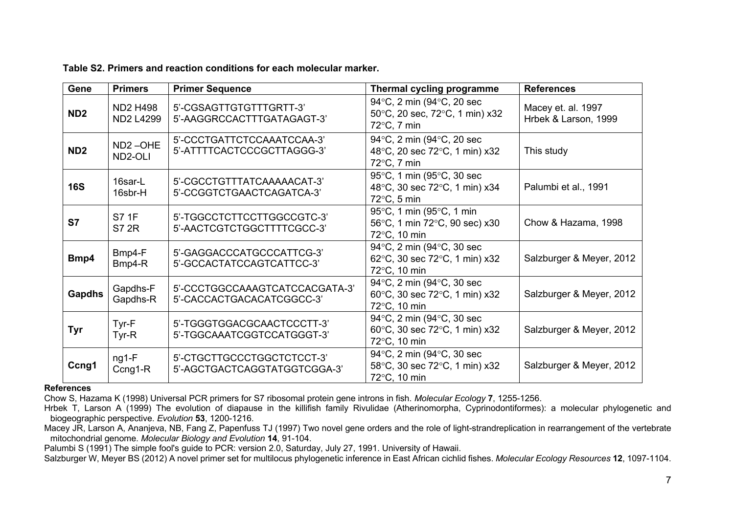**Table S2. Primers and reaction conditions for each molecular marker.**

| Gene | Primers | Primer Sequence | Thermal cycling programme | References |
|---|---|---|---|---|
| **ND2** | ND2 H498<br>ND2 L4299 | 5'-CGSAGTTGTGTTTGRTT-3'<br>5'-AAGGRCCACTTTGATAGAGT-3' | 94°C, 2 min (94°C, 20 sec 50°C, 20 sec, 72°C, 1 min) x32 72°C, 7 min | Macey et. al. 1997<br>Hrbek & Larson, 1999 |
| **ND2** | ND2 –OHE<br>ND2-OLI | 5'-CCCTGATTCTCCAAATCCAA-3'<br>5'-ATTTTCACTCCCGCTTAGGG-3' | 94°C, 2 min (94°C, 20 sec 48°C, 20 sec 72°C, 1 min) x32 72°C, 7 min | This study |
| **16S** | 16sar-L<br>16sbr-H | 5'-CGCCTGTTTATCAAAAACAT-3'<br>5'-CCGGTCTGAACTCAGATCA-3' | 95°C, 1 min (95°C, 30 sec 48°C, 30 sec 72°C, 1 min) x34 72°C, 5 min | Palumbi et al., 1991 |
| **S7** | S7 1F<br>S7 2R | 5'-TGGCCTCTTCCTTGGCCGTC-3'<br>5'-AACTCGTCTGGCTTTTCGCC-3' | 95°C, 1 min (95°C, 1 min 56°C, 1 min 72°C, 90 sec) x30 72°C, 10 min | Chow & Hazama, 1998 |
| **Bmp4** | Bmp4-F<br>Bmp4-R | 5'-GAGGACCCATGCCCATTCG-3'<br>5'-GCCACTATCCAGTCATTCC-3' | 94°C, 2 min (94°C, 30 sec 62°C, 30 sec 72°C, 1 min) x32 72°C, 10 min | Salzburger & Meyer, 2012 |
| **Gapdhs** | Gapdhs-F<br>Gapdhs-R | 5'-CCCTGGCCAAAGTCATCCACGATA-3'<br>5'-CACCACTGACACATCGGCC-3' | 94°C, 2 min (94°C, 30 sec 60°C, 30 sec 72°C, 1 min) x32 72°C, 10 min | Salzburger & Meyer, 2012 |
| **Tyr** | Tyr-F<br>Tyr-R | 5'-TGGGTGGACGCAACTCCCTT-3'<br>5'-TGGCAAATCGGTCCATGGGT-3' | 94°C, 2 min (94°C, 30 sec 60°C, 30 sec 72°C, 1 min) x32 72°C, 10 min | Salzburger & Meyer, 2012 |
| **Ccng1** | ng1-F<br>Ccng1-R | 5'-CTGCTTGCCCTGGCTCTCCT-3'<br>5'-AGCTGACTCAGGTATGGTCGGA-3' | 94°C, 2 min (94°C, 30 sec 58°C, 30 sec 72°C, 1 min) x32 72°C, 10 min | Salzburger & Meyer, 2012 |

**References**

Chow S, Hazama K (1998) Universal PCR primers for S7 ribosomal protein gene introns in fish. *Molecular Ecology* **7**, 1255-1256.

Hrbek T, Larson A (1999) The evolution of diapause in the killifish family Rivulidae (Atherinomorpha, Cyprinodontiformes): a molecular phylogenetic and biogeographic perspective. *Evolution* **53**, 1200-1216.

Macey JR, Larson A, Ananjeva, NB, Fang Z, Papenfuss TJ (1997) Two novel gene orders and the role of light-strandreplication in rearrangement of the vertebrate mitochondrial genome. *Molecular Biology and Evolution* **14**, 91-104.

Palumbi S (1991) The simple fool's guide to PCR: version 2.0, Saturday, July 27, 1991. University of Hawaii.

Salzburger W, Meyer BS (2012) A novel primer set for multilocus phylogenetic inference in East African cichlid fishes. *Molecular Ecology Resources* **12**, 1097-1104.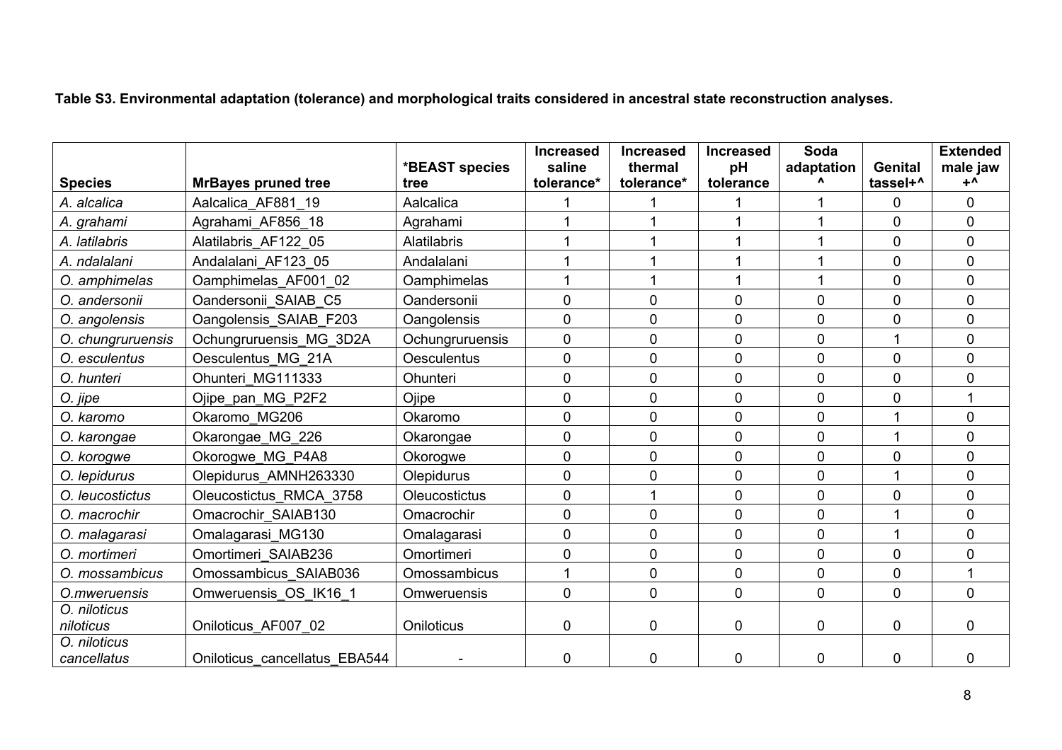**Table S3. Environmental adaptation (tolerance) and morphological traits considered in ancestral state reconstruction analyses.**

| Species | MrBayes pruned tree | *BEAST species tree | Increased saline tolerance* | Increased thermal tolerance* | Increased pH tolerance | Soda adaptation ^ | Genital tassel+^ | Extended male jaw +^ |
|---|---|---|---|---|---|---|---|---|
| *A. alcalica* | Aalcalica_AF881_19 | Aalcalica | 1 | 1 | 1 | 1 | 0 | 0 |
| *A. grahami* | Agrahami_AF856_18 | Agrahami | 1 | 1 | 1 | 1 | 0 | 0 |
| *A. latilabris* | Alatilabris_AF122_05 | Alatilabris | 1 | 1 | 1 | 1 | 0 | 0 |
| *A. ndalalani* | Andalalani_AF123_05 | Andalalani | 1 | 1 | 1 | 1 | 0 | 0 |
| *O. amphimelas* | Oamphimelas_AF001_02 | Oamphimelas | 1 | 1 | 1 | 1 | 0 | 0 |
| *O. andersonii* | Oandersonii_SAIAB_C5 | Oandersonii | 0 | 0 | 0 | 0 | 0 | 0 |
| *O. angolensis* | Oangolensis_SAIAB_F203 | Oangolensis | 0 | 0 | 0 | 0 | 0 | 0 |
| *O. chungruruensis* | Ochungruruensis_MG_3D2A | Ochungruruensis | 0 | 0 | 0 | 0 | 1 | 0 |
| *O. esculentus* | Oesculentus_MG_21A | Oesculentus | 0 | 0 | 0 | 0 | 0 | 0 |
| *O. hunteri* | Ohunteri_MG111333 | Ohunteri | 0 | 0 | 0 | 0 | 0 | 0 |
| *O. jipe* | Ojipe_pan_MG_P2F2 | Ojipe | 0 | 0 | 0 | 0 | 0 | 1 |
| *O. karomo* | Okaromo_MG206 | Okaromo | 0 | 0 | 0 | 0 | 1 | 0 |
| *O. karongae* | Okarongae_MG_226 | Okarongae | 0 | 0 | 0 | 0 | 1 | 0 |
| *O. korogwe* | Okorogwe_MG_P4A8 | Okorogwe | 0 | 0 | 0 | 0 | 0 | 0 |
| *O. lepidurus* | Olepidurus_AMNH263330 | Olepidurus | 0 | 0 | 0 | 0 | 1 | 0 |
| *O. leucostictus* | Oleucostictus_RMCA_3758 | Oleucostictus | 0 | 1 | 0 | 0 | 0 | 0 |
| *O. macrochir* | Omacrochir_SAIAB130 | Omacrochir | 0 | 0 | 0 | 0 | 1 | 0 |
| *O. malagarasi* | Omalagarasi_MG130 | Omalagarasi | 0 | 0 | 0 | 0 | 1 | 0 |
| *O. mortimeri* | Omortimeri_SAIAB236 | Omortimeri | 0 | 0 | 0 | 0 | 0 | 0 |
| *O. mossambicus* | Omossambicus_SAIAB036 | Omossambicus | 1 | 0 | 0 | 0 | 0 | 1 |
| *O.mweruensis* | Omweruensis_OS_IK16_1 | Omweruensis | 0 | 0 | 0 | 0 | 0 | 0 |
| *O. niloticus niloticus* | Oniloticus_AF007_02 | Oniloticus | 0 | 0 | 0 | 0 | 0 | 0 |
| *O. niloticus cancellatus* | Oniloticus_cancellatus_EBA544 | - | 0 | 0 | 0 | 0 | 0 | 0 |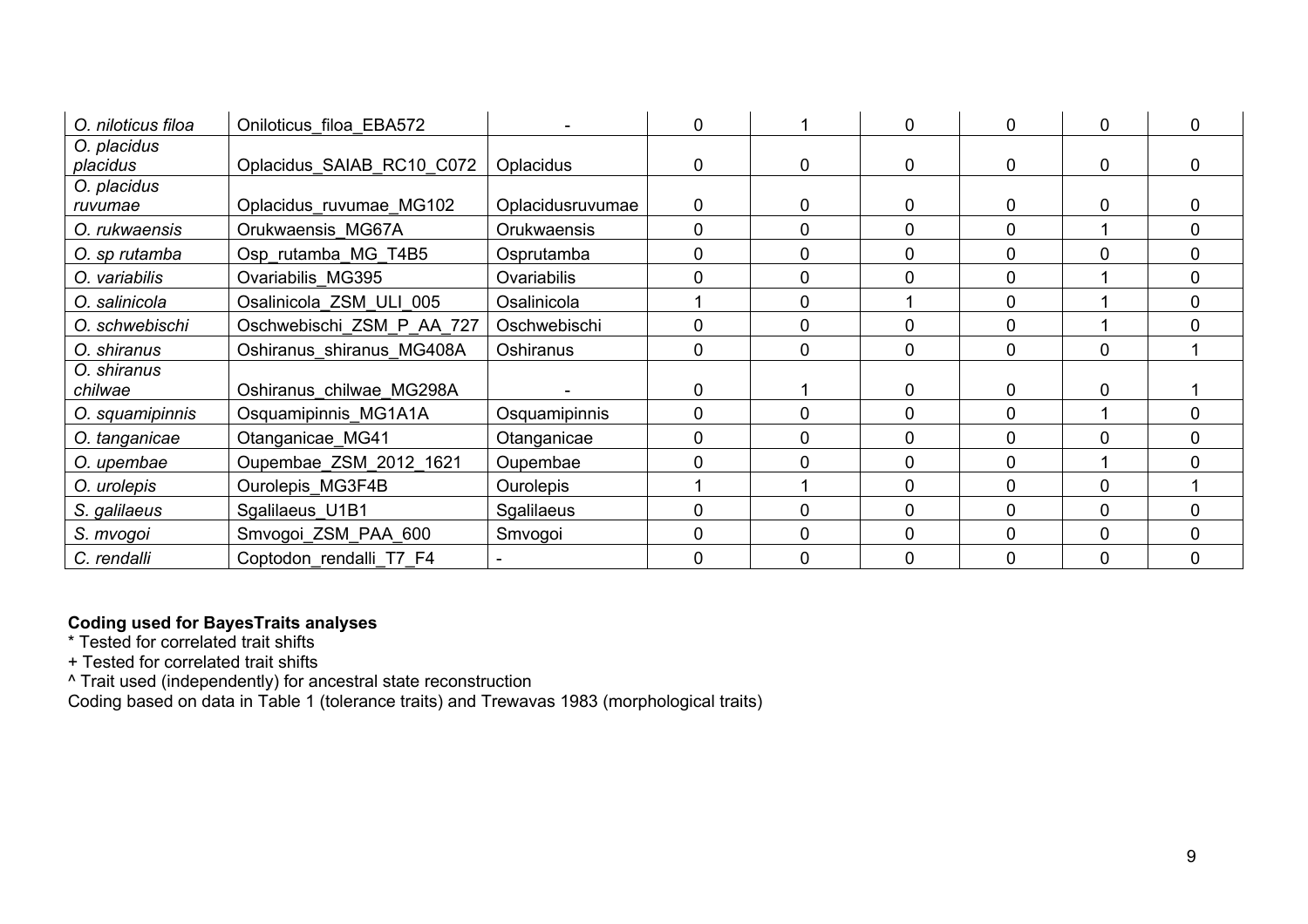| | | | | | | | | |
|---|---|---|---|---|---|---|---|---|
| *O. niloticus filoa* | Oniloticus_filoa_EBA572 | - | 0 | 1 | 0 | 0 | 0 | 0 |
| *O. placidus placidus* | Oplacidus_SAIAB_RC10_C072 | Oplacidus | 0 | 0 | 0 | 0 | 0 | 0 |
| *O. placidus ruvumae* | Oplacidus_ruvumae_MG102 | Oplacidusruvumae | 0 | 0 | 0 | 0 | 0 | 0 |
| *O. rukwaensis* | Orukwaensis_MG67A | Orukwaensis | 0 | 0 | 0 | 0 | 1 | 0 |
| *O. sp rutamba* | Osp_rutamba_MG_T4B5 | Osprutamba | 0 | 0 | 0 | 0 | 0 | 0 |
| *O. variabilis* | Ovariabilis_MG395 | Ovariabilis | 0 | 0 | 0 | 0 | 1 | 0 |
| *O. salinicola* | Osalinicola_ZSM_ULI_005 | Osalinicola | 1 | 0 | 1 | 0 | 1 | 0 |
| *O. schwebischi* | Oschwebischi_ZSM_P_AA_727 | Oschwebischi | 0 | 0 | 0 | 0 | 1 | 0 |
| *O. shiranus* | Oshiranus_shiranus_MG408A | Oshiranus | 0 | 0 | 0 | 0 | 0 | 1 |
| *O. shiranus chilwae* | Oshiranus_chilwae_MG298A | - | 0 | 1 | 0 | 0 | 0 | 1 |
| *O. squamipinnis* | Osquamipinnis_MG1A1A | Osquamipinnis | 0 | 0 | 0 | 0 | 1 | 0 |
| *O. tanganicae* | Otanganicae_MG41 | Otanganicae | 0 | 0 | 0 | 0 | 0 | 0 |
| *O. upembae* | Oupembae_ZSM_2012_1621 | Oupembae | 0 | 0 | 0 | 0 | 1 | 0 |
| *O. urolepis* | Ourolepis_MG3F4B | Ourolepis | 1 | 1 | 0 | 0 | 0 | 1 |
| *S. galilaeus* | Sgalilaeus_U1B1 | Sgalilaeus | 0 | 0 | 0 | 0 | 0 | 0 |
| *S. mvogoi* | Smvogoi_ZSM_PAA_600 | Smvogoi | 0 | 0 | 0 | 0 | 0 | 0 |
| *C. rendalli* | Coptodon_rendalli_T7_F4 | - | 0 | 0 | 0 | 0 | 0 | 0 |

**Coding used for BayesTraits analyses**

\* Tested for correlated trait shifts

\+ Tested for correlated trait shifts

^ Trait used (independently) for ancestral state reconstruction

Coding based on data in Table 1 (tolerance traits) and Trewavas 1983 (morphological traits)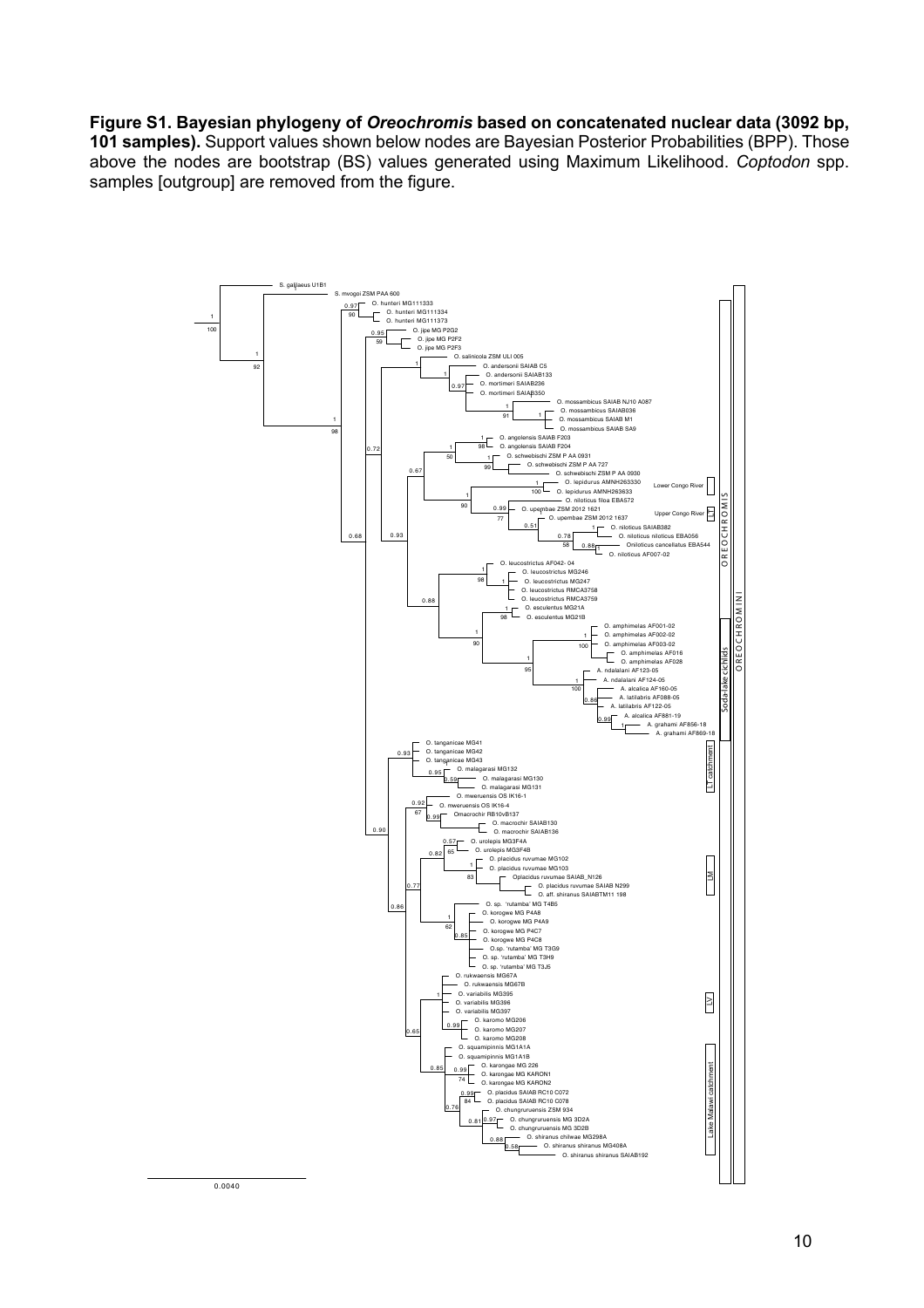**Figure S1. Bayesian phylogeny of *Oreochromis* based on concatenated nuclear data (3092 bp, 101 samples).** Support values shown below nodes are Bayesian Posterior Probabilities (BPP). Those above the nodes are bootstrap (BS) values generated using Maximum Likelihood. *Coptodon* spp. samples [outgroup] are removed from the figure.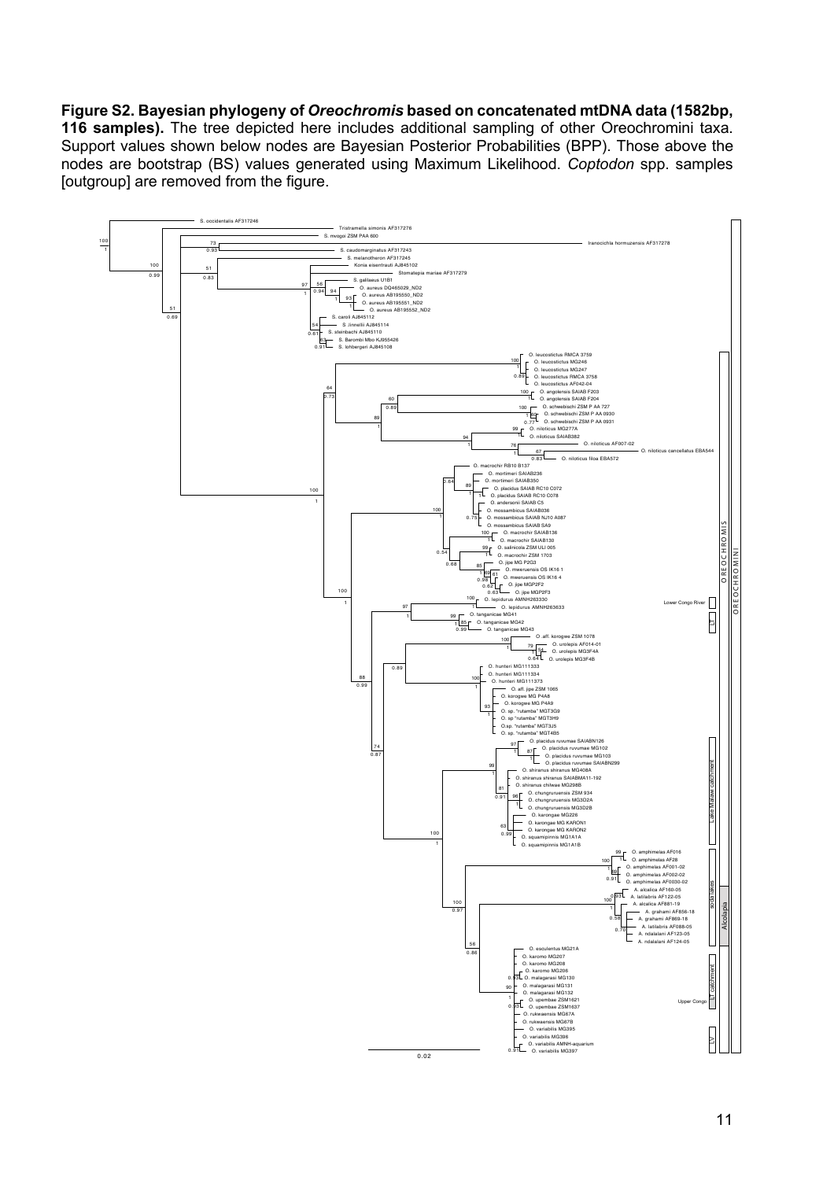**Figure S2. Bayesian phylogeny of *Oreochromis* based on concatenated mtDNA data (1582bp, 116 samples).** The tree depicted here includes additional sampling of other Oreochromini taxa. Support values shown below nodes are Bayesian Posterior Probabilities (BPP). Those above the nodes are bootstrap (BS) values generated using Maximum Likelihood. *Coptodon* spp. samples [outgroup] are removed from the figure.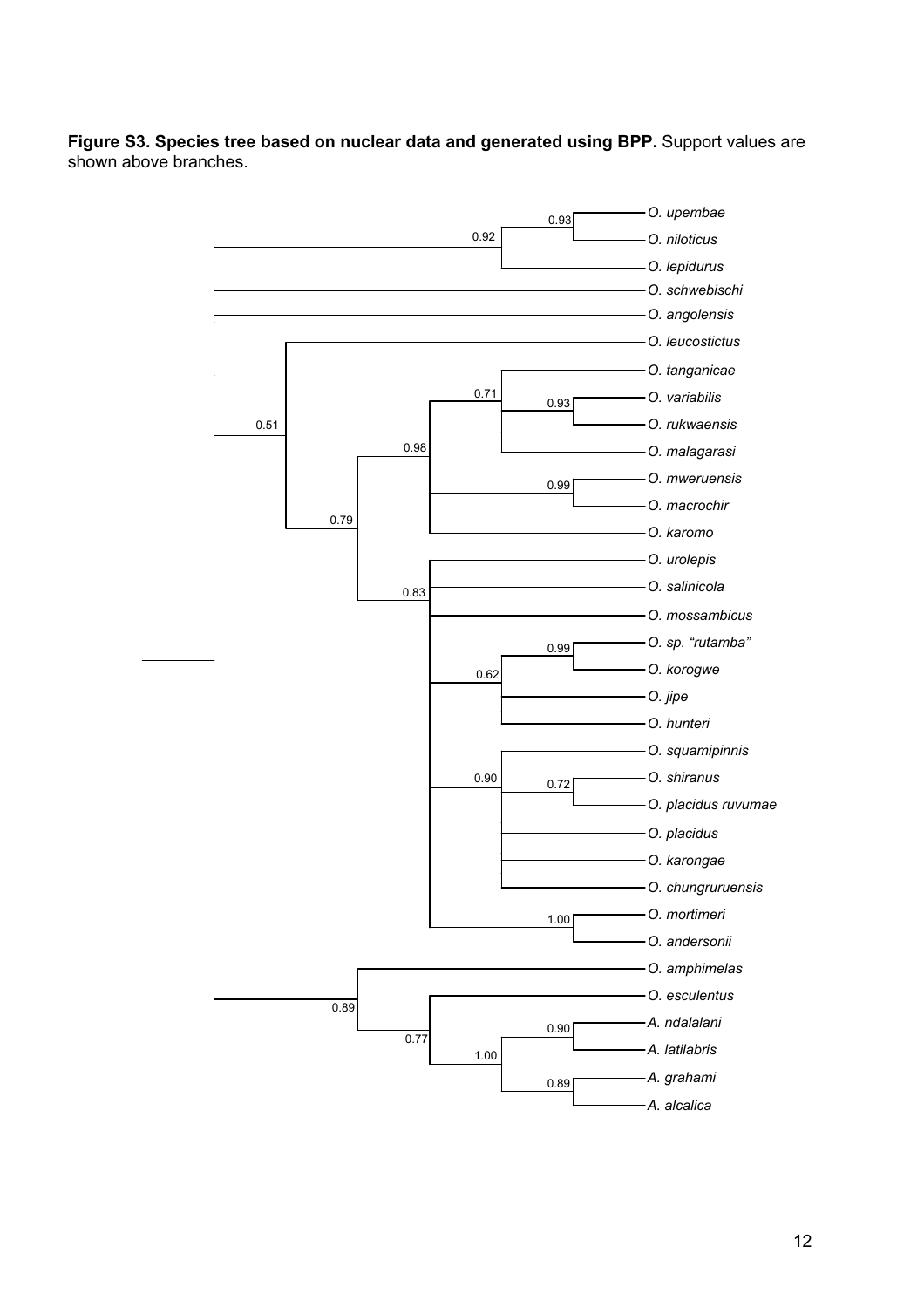**Figure S3. Species tree based on nuclear data and generated using BPP.** Support values are shown above branches.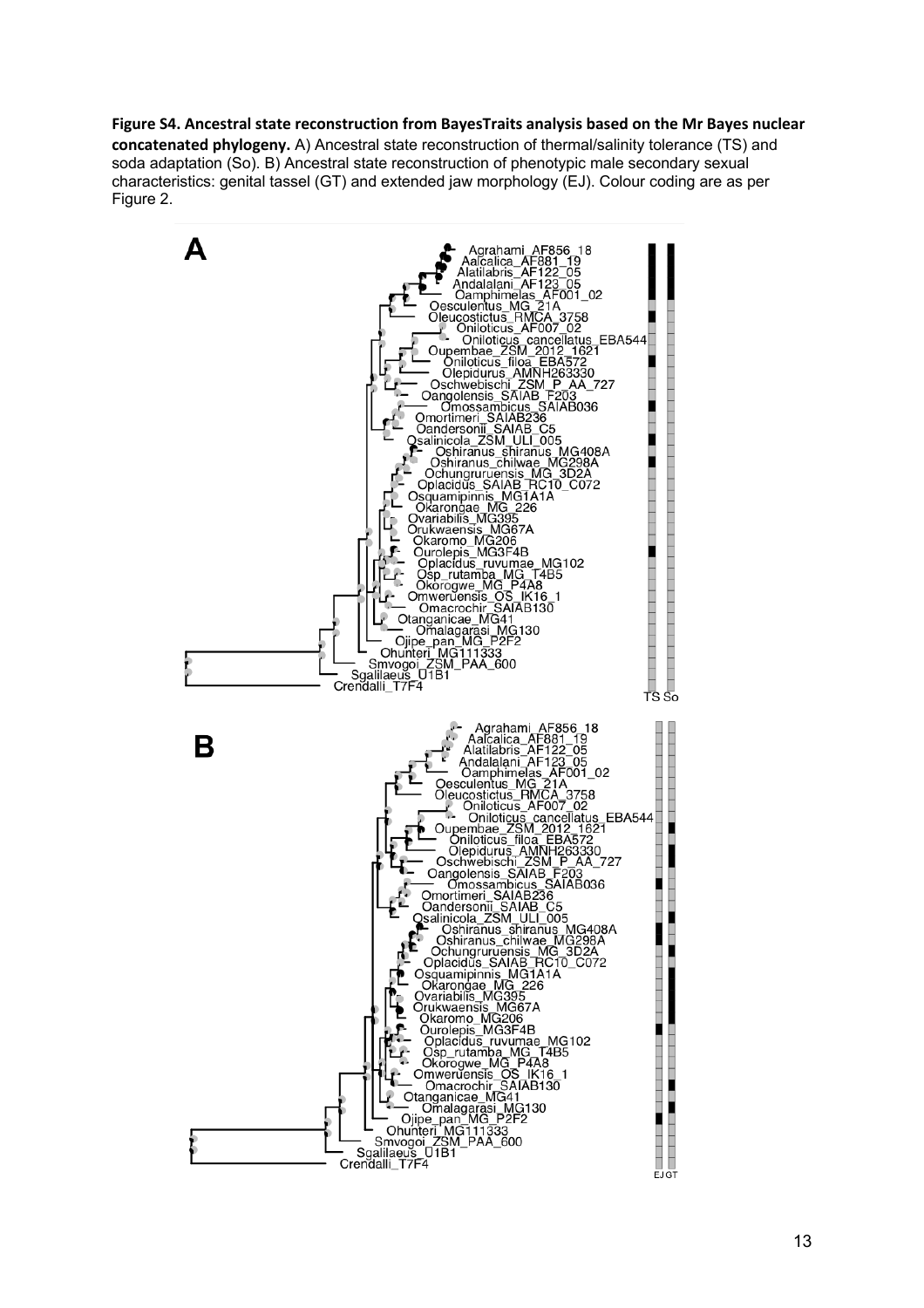**Figure S4. Ancestral state reconstruction from BayesTraits analysis based on the Mr Bayes nuclear concatenated phylogeny.** A) Ancestral state reconstruction of thermal/salinity tolerance (TS) and soda adaptation (So). B) Ancestral state reconstruction of phenotypic male secondary sexual characteristics: genital tassel (GT) and extended jaw morphology (EJ). Colour coding are as per Figure 2.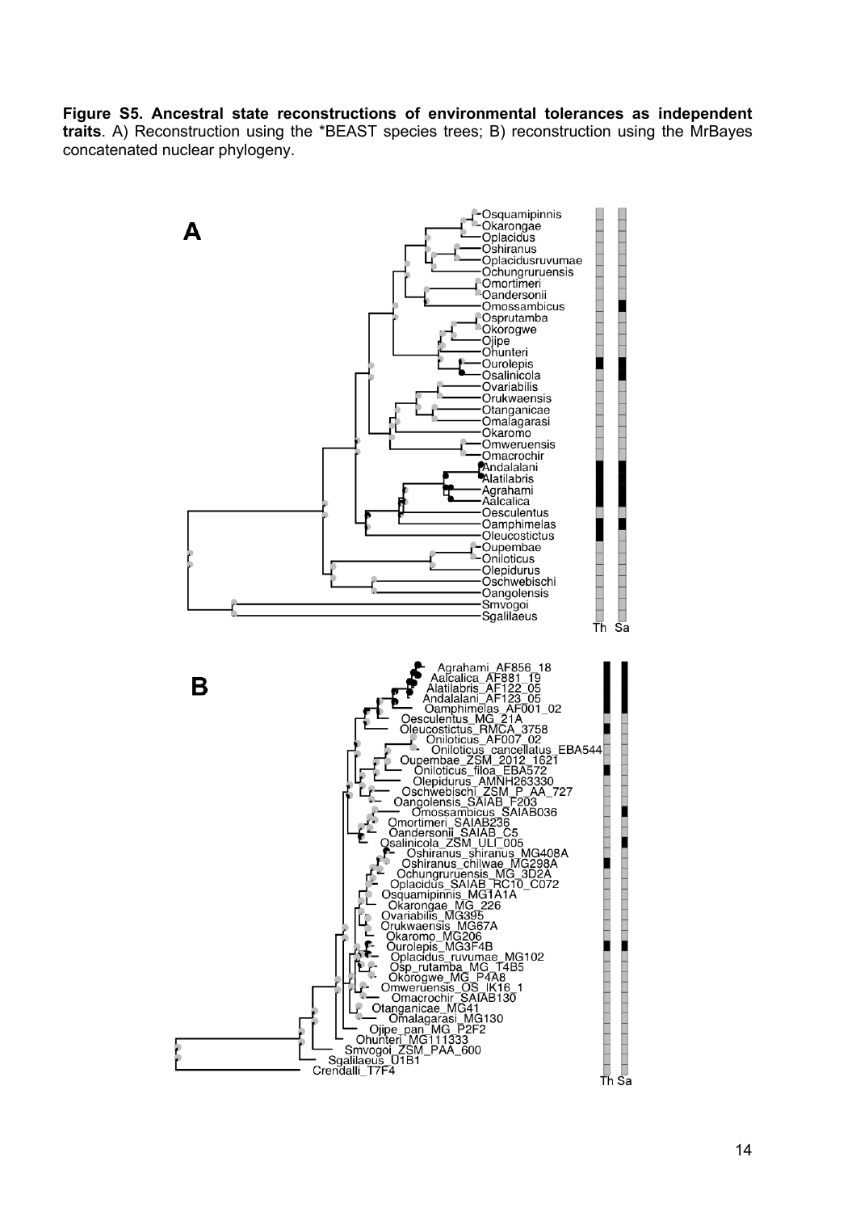**Figure S5. Ancestral state reconstructions of environmental tolerances as independent traits**. A) Reconstruction using the *BEAST species trees; B) reconstruction using the MrBayes concatenated nuclear phylogeny.

A

Osquamipinnis
Okarongae
Oplacidus
Oshiranus
Oplacidusruvumae
Ochungruruensis
Omortimeri
Oandersonii
Omossambicus
Osprutamba
Okorogwe
Ojipe
Ohunteri
Ourolepis
Osalinicola
Ovariabilis
Orukwaensis
Otanganicae
Omalagarasi
Okaromo
Omweruensis
Omacrochir
Andalalani
Alatilabris
Agrahami
Aalcalica
Oesculentus
Oamphimelas
Oleucostictus
Oupembae
Oniloticus
Olepidurus
Oschwebischi
Oangolensis
Smvogoi
Sgalilaeus

Th Sa

B

Agrahami_AF856_18
Aalcalica_AF881_19
Alatilabris_AF122_05
Andalalani_AF123_05
Oamphimelas_AF001_02
Oesculentus_MG_21A
Oleucostictus_RMCA_3758
Oniloticus_AF007_02
Oniloticus_cancellatus_EBA544
Oupembae_ZSM_2012_1621
Oniloticus_filoa_EBA572
Olepidurus_AMNH263330
Oschwebischi_ZSM_P_AA_727
Oangolensis_SAIAB_F203
Omossambicus_SAIAB036
Omortimeri_SAIAB236
Oandersonii_SAIAB_C5
Osalinicola_ZSM_ULI_005
Oshiranus_shiranus_MG408A
Oshiranus_chilwae_MG298A
Ochungruruensis_MG_3D2A
Oplacidus_SAIAB_RC10_C072
Osquamipinnis_MG1A1A
Okarongae_MG_226
Ovariabilis_MG395
Orukwaensis_MG67A
Okaromo_MG206
Ourolepis_MG3F4B
Oplacidus_ruvumae_MG102
Osp_rutamba_MG_T4B5
Okorogwe_MG_P4A8
Omweruensis_OS_IK16_1
Omacrochir_SAIAB130
Otanganicae_MG41
Omalagarasi_MG130
Ojipe_pan_MG_P2F2
Ohunteri_MG111333
Smvogoi_ZSM_PAA_600
Sgalilaeus_U1B1
Crendalli_T7F4

Th Sa